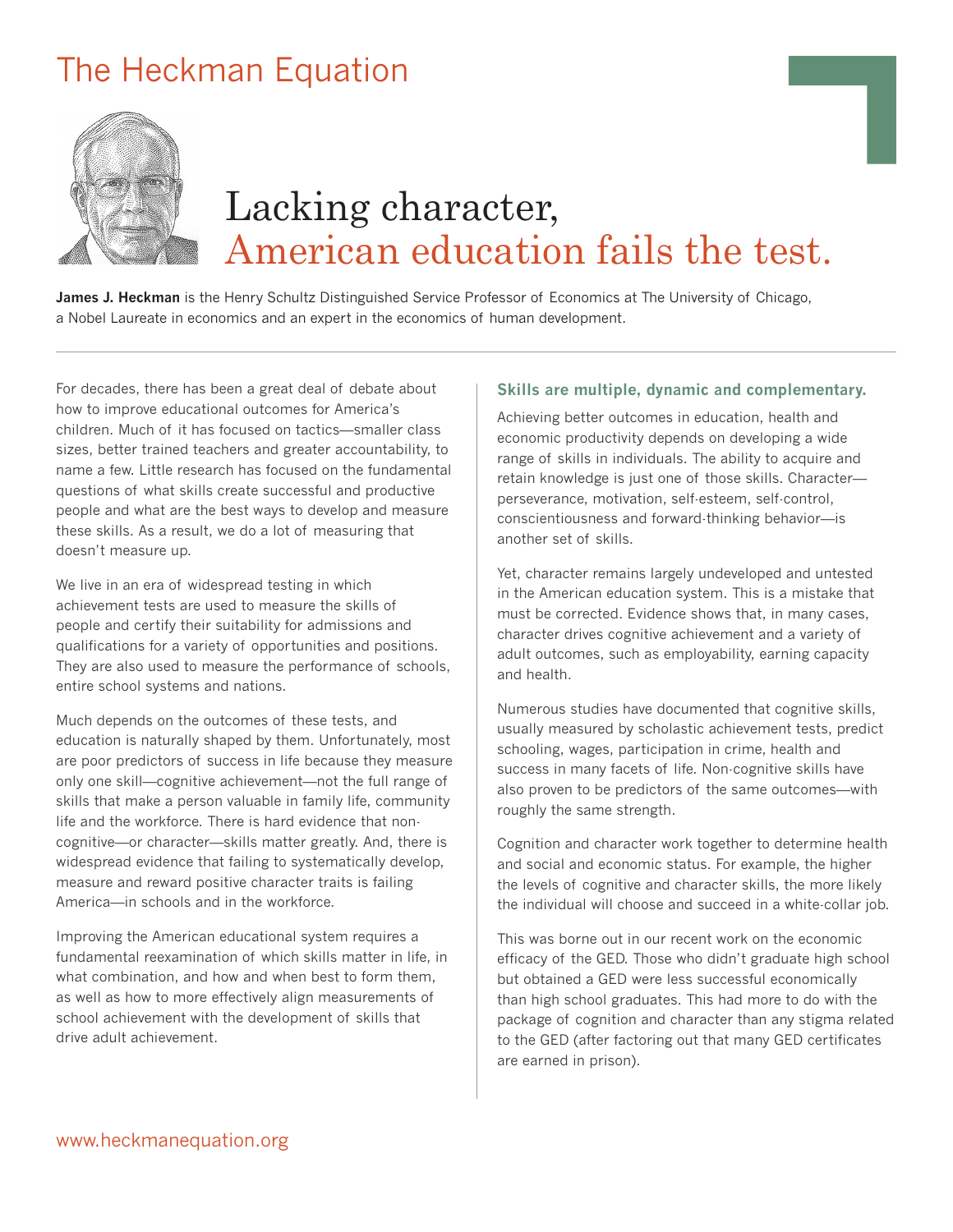# The Heckman Equation

## Lacking character, American education fails the test.

**James J. Heckman** is the Henry Schultz Distinguished Service Professor of Economics at The University of Chicago, a Nobel Laureate in economics and an expert in the economics of human development.

For decades, there has been a great deal of debate about how to improve educational outcomes for America's children. Much of it has focused on tactics—smaller class sizes, better trained teachers and greater accountability, to name a few. Little research has focused on the fundamental questions of what skills create successful and productive people and what are the best ways to develop and measure these skills. As a result, we do a lot of measuring that doesn't measure up.

We live in an era of widespread testing in which achievement tests are used to measure the skills of people and certify their suitability for admissions and qualifications for a variety of opportunities and positions. They are also used to measure the performance of schools, entire school systems and nations.

Much depends on the outcomes of these tests, and education is naturally shaped by them. Unfortunately, most are poor predictors of success in life because they measure only one skill—cognitive achievement—not the full range of skills that make a person valuable in family life, community life and the workforce. There is hard evidence that non-cognitive—or character—skills matter greatly. And, there is widespread evidence that failing to systematically develop, measure and reward positive character traits is failing America—in schools and in the workforce.

Improving the American educational system requires a fundamental reexamination of which skills matter in life, in what combination, and how and when best to form them, as well as how to more effectively align measurements of school achievement with the development of skills that drive adult achievement.

### Skills are multiple, dynamic and complementary.

Achieving better outcomes in education, health and economic productivity depends on developing a wide range of skills in individuals. The ability to acquire and retain knowledge is just one of those skills. Character—perseverance, motivation, self-esteem, self-control, conscientiousness and forward-thinking behavior—is another set of skills.

Yet, character remains largely undeveloped and untested in the American education system. This is a mistake that must be corrected. Evidence shows that, in many cases, character drives cognitive achievement and a variety of adult outcomes, such as employability, earning capacity and health.

Numerous studies have documented that cognitive skills, usually measured by scholastic achievement tests, predict schooling, wages, participation in crime, health and success in many facets of life. Non-cognitive skills have also proven to be predictors of the same outcomes—with roughly the same strength.

Cognition and character work together to determine health and social and economic status. For example, the higher the levels of cognitive and character skills, the more likely the individual will choose and succeed in a white-collar job.

This was borne out in our recent work on the economic efficacy of the GED. Those who didn't graduate high school but obtained a GED were less successful economically than high school graduates. This had more to do with the package of cognition and character than any stigma related to the GED (after factoring out that many GED certificates are earned in prison).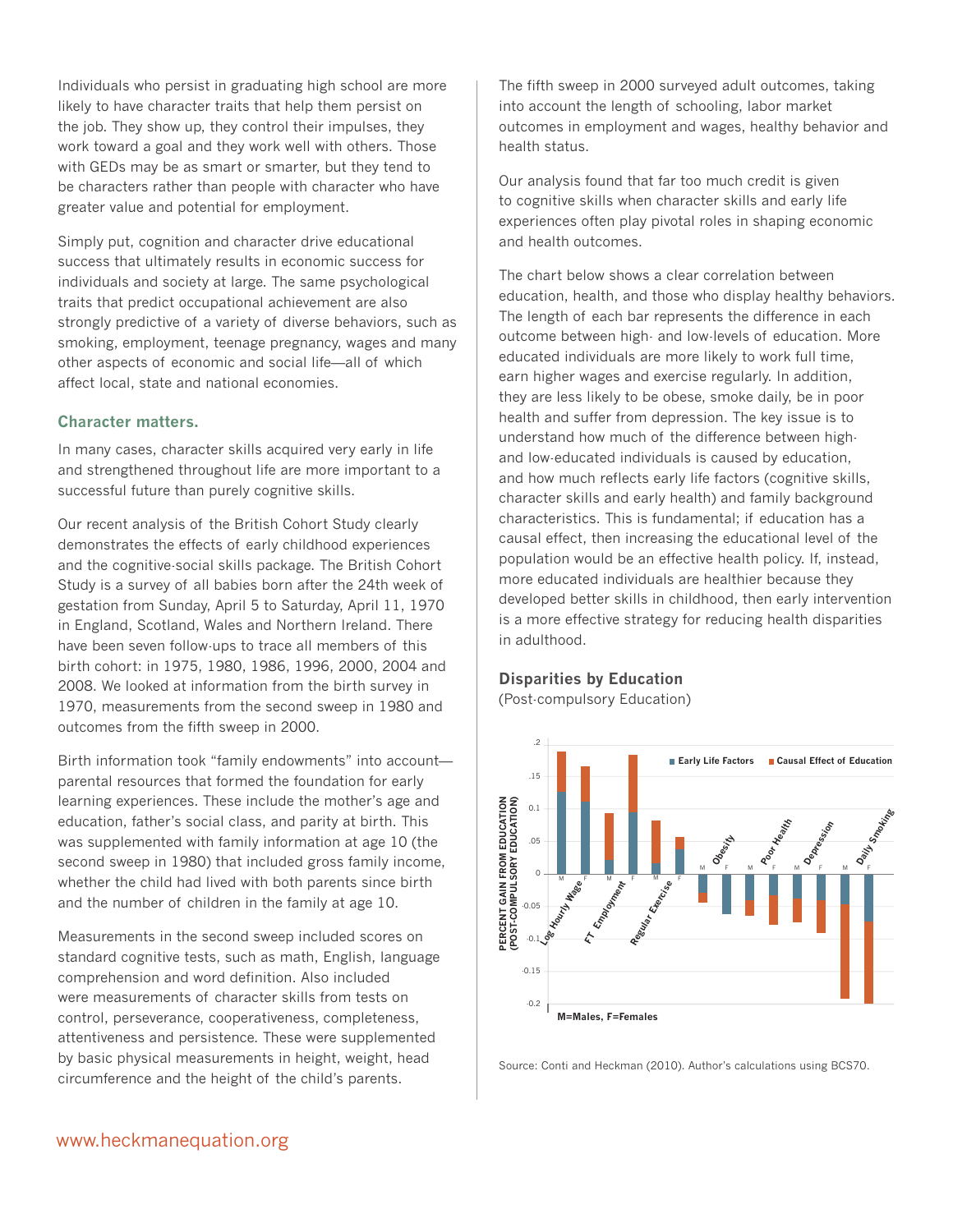Individuals who persist in graduating high school are more likely to have character traits that help them persist on the job. They show up, they control their impulses, they work toward a goal and they work well with others. Those with GEDs may be as smart or smarter, but they tend to be characters rather than people with character who have greater value and potential for employment.

Simply put, cognition and character drive educational success that ultimately results in economic success for individuals and society at large. The same psychological traits that predict occupational achievement are also strongly predictive of a variety of diverse behaviors, such as smoking, employment, teenage pregnancy, wages and many other aspects of economic and social life—all of which affect local, state and national economies.

### Character matters.

In many cases, character skills acquired very early in life and strengthened throughout life are more important to a successful future than purely cognitive skills.

Our recent analysis of the British Cohort Study clearly demonstrates the effects of early childhood experiences and the cognitive-social skills package. The British Cohort Study is a survey of all babies born after the 24th week of gestation from Sunday, April 5 to Saturday, April 11, 1970 in England, Scotland, Wales and Northern Ireland. There have been seven follow-ups to trace all members of this birth cohort: in 1975, 1980, 1986, 1996, 2000, 2004 and 2008. We looked at information from the birth survey in 1970, measurements from the second sweep in 1980 and outcomes from the fifth sweep in 2000.

Birth information took "family endowments" into account—parental resources that formed the foundation for early learning experiences. These include the mother's age and education, father's social class, and parity at birth. This was supplemented with family information at age 10 (the second sweep in 1980) that included gross family income, whether the child had lived with both parents since birth and the number of children in the family at age 10.

Measurements in the second sweep included scores on standard cognitive tests, such as math, English, language comprehension and word definition. Also included were measurements of character skills from tests on control, perseverance, cooperativeness, completeness, attentiveness and persistence. These were supplemented by basic physical measurements in height, weight, head circumference and the height of the child's parents.

The fifth sweep in 2000 surveyed adult outcomes, taking into account the length of schooling, labor market outcomes in employment and wages, healthy behavior and health status.

Our analysis found that far too much credit is given to cognitive skills when character skills and early life experiences often play pivotal roles in shaping economic and health outcomes.

The chart below shows a clear correlation between education, health, and those who display healthy behaviors. The length of each bar represents the difference in each outcome between high- and low-levels of education. More educated individuals are more likely to work full time, earn higher wages and exercise regularly. In addition, they are less likely to be obese, smoke daily, be in poor health and suffer from depression. The key issue is to understand how much of the difference between high- and low-educated individuals is caused by education, and how much reflects early life factors (cognitive skills, character skills and early health) and family background characteristics. This is fundamental; if education has a causal effect, then increasing the educational level of the population would be an effective health policy. If, instead, more educated individuals are healthier because they developed better skills in childhood, then early intervention is a more effective strategy for reducing health disparities in adulthood.

### Disparities by Education

(Post-compulsory Education)

Source: Conti and Heckman (2010). Author's calculations using BCS70.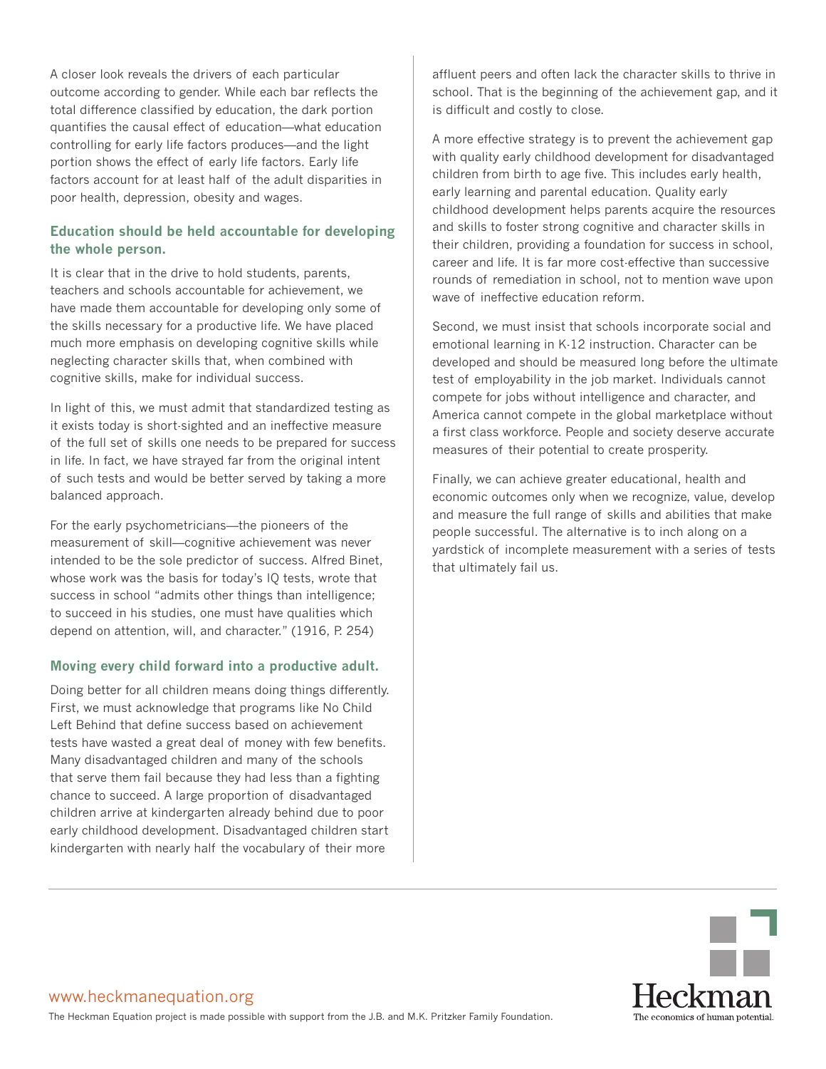A closer look reveals the drivers of each particular outcome according to gender. While each bar reflects the total difference classified by education, the dark portion quantifies the causal effect of education—what education controlling for early life factors produces—and the light portion shows the effect of early life factors. Early life factors account for at least half of the adult disparities in poor health, depression, obesity and wages.

## Education should be held accountable for developing the whole person.

It is clear that in the drive to hold students, parents, teachers and schools accountable for achievement, we have made them accountable for developing only some of the skills necessary for a productive life. We have placed much more emphasis on developing cognitive skills while neglecting character skills that, when combined with cognitive skills, make for individual success.

In light of this, we must admit that standardized testing as it exists today is short-sighted and an ineffective measure of the full set of skills one needs to be prepared for success in life. In fact, we have strayed far from the original intent of such tests and would be better served by taking a more balanced approach.

For the early psychometricians—the pioneers of the measurement of skill—cognitive achievement was never intended to be the sole predictor of success. Alfred Binet, whose work was the basis for today's IQ tests, wrote that success in school "admits other things than intelligence; to succeed in his studies, one must have qualities which depend on attention, will, and character." (1916, P. 254)

## Moving every child forward into a productive adult.

Doing better for all children means doing things differently. First, we must acknowledge that programs like No Child Left Behind that define success based on achievement tests have wasted a great deal of money with few benefits. Many disadvantaged children and many of the schools that serve them fail because they had less than a fighting chance to succeed. A large proportion of disadvantaged children arrive at kindergarten already behind due to poor early childhood development. Disadvantaged children start kindergarten with nearly half the vocabulary of their more affluent peers and often lack the character skills to thrive in school. That is the beginning of the achievement gap, and it is difficult and costly to close.

A more effective strategy is to prevent the achievement gap with quality early childhood development for disadvantaged children from birth to age five. This includes early health, early learning and parental education. Quality early childhood development helps parents acquire the resources and skills to foster strong cognitive and character skills in their children, providing a foundation for success in school, career and life. It is far more cost-effective than successive rounds of remediation in school, not to mention wave upon wave of ineffective education reform.

Second, we must insist that schools incorporate social and emotional learning in K-12 instruction. Character can be developed and should be measured long before the ultimate test of employability in the job market. Individuals cannot compete for jobs without intelligence and character, and America cannot compete in the global marketplace without a first class workforce. People and society deserve accurate measures of their potential to create prosperity.

Finally, we can achieve greater educational, health and economic outcomes only when we recognize, value, develop and measure the full range of skills and abilities that make people successful. The alternative is to inch along on a yardstick of incomplete measurement with a series of tests that ultimately fail us.

www.heckmanequation.org

The Heckman Equation project is made possible with support from the J.B. and M.K. Pritzker Family Foundation.

Heckman
The economics of human potential.